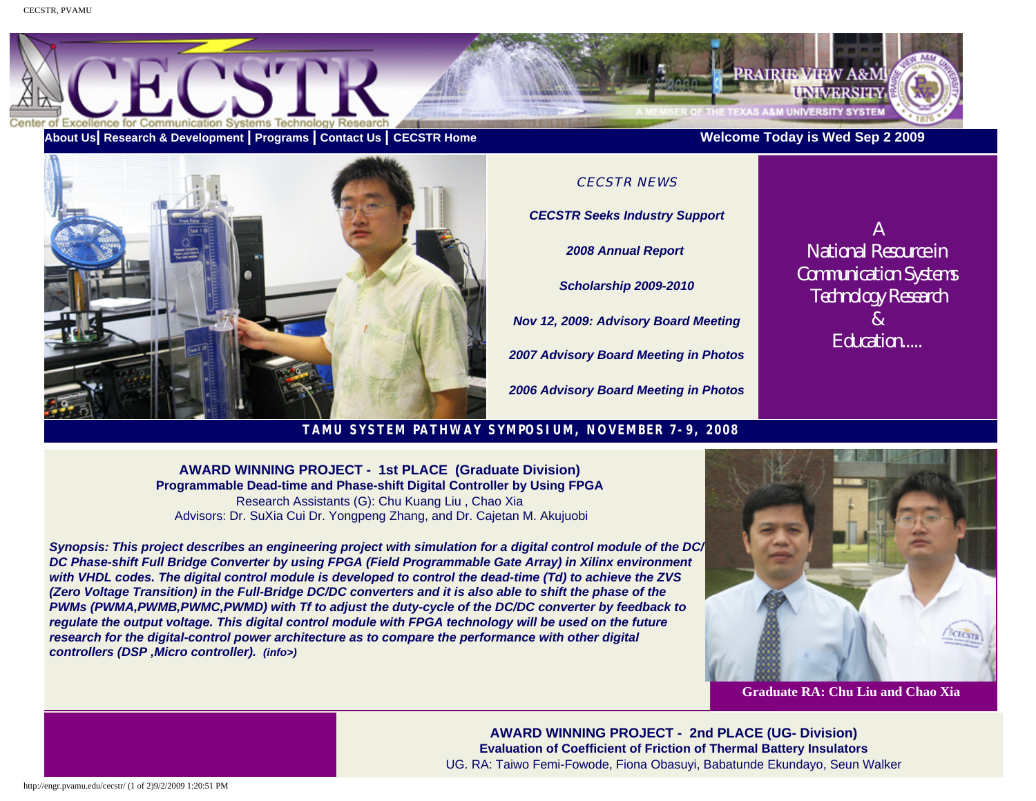CECSTR

Center of Excellence for Communication Systems Technology Research

PRAIRIE VIEW A&M UNIVERSITY

A MEMBER OF THE TEXAS A&M UNIVERSITY SYSTEM

About Us | Research & Development | Programs | Contact Us | CECSTR Home

Welcome Today is Wed Sep 2 2009

CECSTR NEWS

*CECSTR Seeks Industry Support*

*2008 Annual Report*

*Scholarship 2009-2010*

*Nov 12, 2009: Advisory Board Meeting*

*2007 Advisory Board Meeting in Photos*

*2006 Advisory Board Meeting in Photos*

A National Resource in Communication Systems Technology Research & Education.....

## TAMU SYSTEM PATHWAY SYMPOSIUM, NOVEMBER 7-9, 2008

**AWARD WINNING PROJECT - 1st PLACE (Graduate Division)**

**Programmable Dead-time and Phase-shift Digital Controller by Using FPGA**

Research Assistants (G): Chu Kuang Liu , Chao Xia

Advisors: Dr. SuXia Cui Dr. Yongpeng Zhang, and Dr. Cajetan M. Akujuobi

***Synopsis: This project describes an engineering project with simulation for a digital control module of the DC/DC Phase-shift Full Bridge Converter by using FPGA (Field Programmable Gate Array) in Xilinx environment with VHDL codes. The digital control module is developed to control the dead-time (Td) to achieve the ZVS (Zero Voltage Transition) in the Full-Bridge DC/DC converters and it is also able to shift the phase of the PWMs (PWMA,PWMB,PWMC,PWMD) with Tf to adjust the duty-cycle of the DC/DC converter by feedback to regulate the output voltage. This digital control module with FPGA technology will be used on the future research for the digital-control power architecture as to compare the performance with other digital controllers (DSP ,Micro controller). (info>)***

**Graduate RA: Chu Liu and Chao Xia**

**AWARD WINNING PROJECT - 2nd PLACE (UG- Division)**

**Evaluation of Coefficient of Friction of Thermal Battery Insulators**

UG. RA: Taiwo Femi-Fowode, Fiona Obasuyi, Babatunde Ekundayo, Seun Walker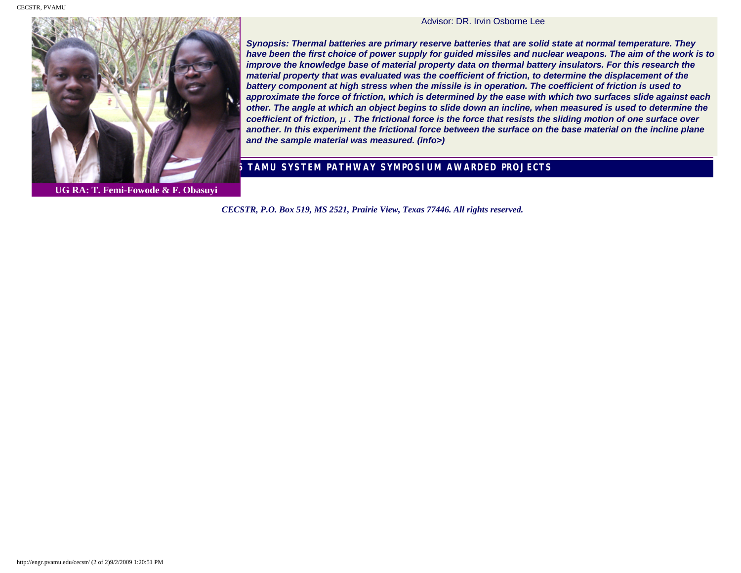Advisor: DR. Irvin Osborne Lee

***Synopsis: Thermal batteries are primary reserve batteries that are solid state at normal temperature. They have been the first choice of power supply for guided missiles and nuclear weapons. The aim of the work is to improve the knowledge base of material property data on thermal battery insulators. For this research the material property that was evaluated was the coefficient of friction, to determine the displacement of the battery component at high stress when the missile is in operation. The coefficient of friction is used to approximate the force of friction, which is determined by the ease with which two surfaces slide against each other. The angle at which an object begins to slide down an incline, when measured is used to determine the coefficient of friction, $\mu$ . The frictional force is the force that resists the sliding motion of one surface over another. In this experiment the frictional force between the surface on the base material on the incline plane and the sample material was measured. (info>)***

**UG RA: T. Femi-Fowode & F. Obasuyi**

**5 TAMU SYSTEM PATHWAY SYMPOSIUM AWARDED PROJECTS**

***CECSTR, P.O. Box 519, MS 2521, Prairie View, Texas 77446. All rights reserved.***